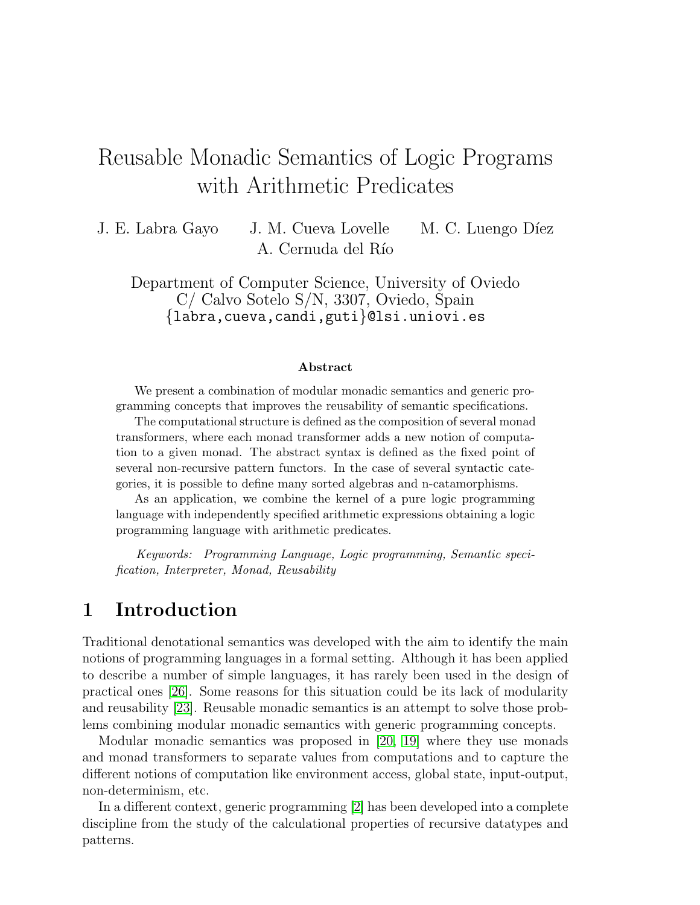# Reusable Monadic Semantics of Logic Programs with Arithmetic Predicates

J. E. Labra Gayo J. M. Cueva Lovelle M. C. Luengo Díez
A. Cernuda del Río

Department of Computer Science, University of Oviedo
C/ Calvo Sotelo S/N, 3307, Oviedo, Spain
{labra,cueva,candi,guti}@lsi.uniovi.es

### Abstract

We present a combination of modular monadic semantics and generic programming concepts that improves the reusability of semantic specifications.

The computational structure is defined as the composition of several monad transformers, where each monad transformer adds a new notion of computation to a given monad. The abstract syntax is defined as the fixed point of several non-recursive pattern functors. In the case of several syntactic categories, it is possible to define many sorted algebras and n-catamorphisms.

As an application, we combine the kernel of a pure logic programming language with independently specified arithmetic expressions obtaining a logic programming language with arithmetic predicates.

*Keywords: Programming Language, Logic programming, Semantic specification, Interpreter, Monad, Reusability*

## 1 Introduction

Traditional denotational semantics was developed with the aim to identify the main notions of programming languages in a formal setting. Although it has been applied to describe a number of simple languages, it has rarely been used in the design of practical ones [26]. Some reasons for this situation could be its lack of modularity and reusability [23]. Reusable monadic semantics is an attempt to solve those problems combining modular monadic semantics with generic programming concepts.

Modular monadic semantics was proposed in [20, 19] where they use monads and monad transformers to separate values from computations and to capture the different notions of computation like environment access, global state, input-output, non-determinism, etc.

In a different context, generic programming [2] has been developed into a complete discipline from the study of the calculational properties of recursive datatypes and patterns.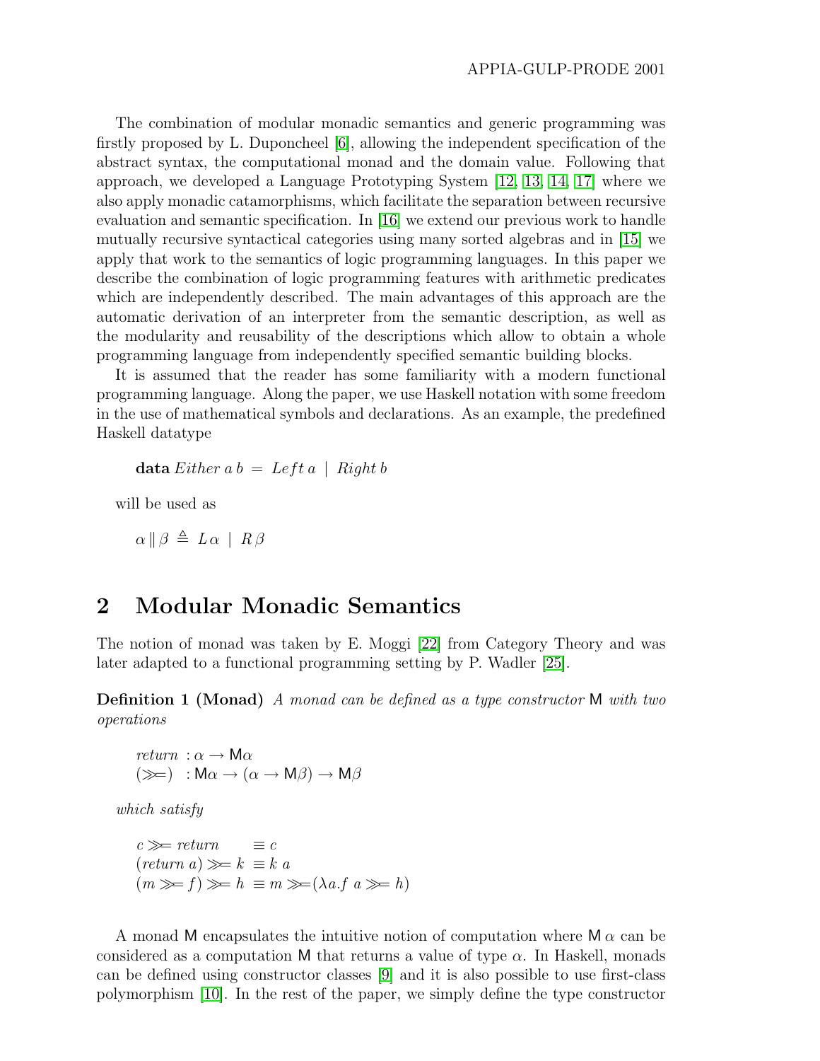The combination of modular monadic semantics and generic programming was firstly proposed by L. Duponcheel [6], allowing the independent specification of the abstract syntax, the computational monad and the domain value. Following that approach, we developed a Language Prototyping System [12, 13, 14, 17] where we also apply monadic catamorphisms, which facilitate the separation between recursive evaluation and semantic specification. In [16] we extend our previous work to handle mutually recursive syntactical categories using many sorted algebras and in [15] we apply that work to the semantics of logic programming languages. In this paper we describe the combination of logic programming features with arithmetic predicates which are independently described. The main advantages of this approach are the automatic derivation of an interpreter from the semantic description, as well as the modularity and reusability of the descriptions which allow to obtain a whole programming language from independently specified semantic building blocks.

It is assumed that the reader has some familiarity with a modern functional programming language. Along the paper, we use Haskell notation with some freedom in the use of mathematical symbols and declarations. As an example, the predefined Haskell datatype

$$\textbf{data}\ \mathit{Either}\ a\ b \ = \ \mathit{Left}\ a \ \mid \ \mathit{Right}\ b$$

will be used as

$$\alpha \,\|\, \beta \ \triangleq \ L\,\alpha \ \mid \ R\,\beta$$

## 2 Modular Monadic Semantics

The notion of monad was taken by E. Moggi [22] from Category Theory and was later adapted to a functional programming setting by P. Wadler [25].

**Definition 1 (Monad)** *A monad can be defined as a type constructor* $\mathsf{M}$ *with two operations*

$$\begin{aligned}
&\mathit{return}\ : \alpha \to \mathsf{M}\alpha \\
&(\gg\!=)\ \ : \mathsf{M}\alpha \to (\alpha \to \mathsf{M}\beta) \to \mathsf{M}\beta
\end{aligned}$$

*which satisfy*

$$\begin{aligned}
&c \gg\!= \mathit{return} &&\equiv c \\
&(\mathit{return}\ a) \gg\!= k &&\equiv k\ a \\
&(m \gg\!= f) \gg\!= h &&\equiv m \gg\!= (\lambda a. f\ a \gg\!= h)
\end{aligned}$$

A monad $\mathsf{M}$ encapsulates the intuitive notion of computation where $\mathsf{M}\,\alpha$ can be considered as a computation $\mathsf{M}$ that returns a value of type $\alpha$. In Haskell, monads can be defined using constructor classes [9] and it is also possible to use first-class polymorphism [10]. In the rest of the paper, we simply define the type constructor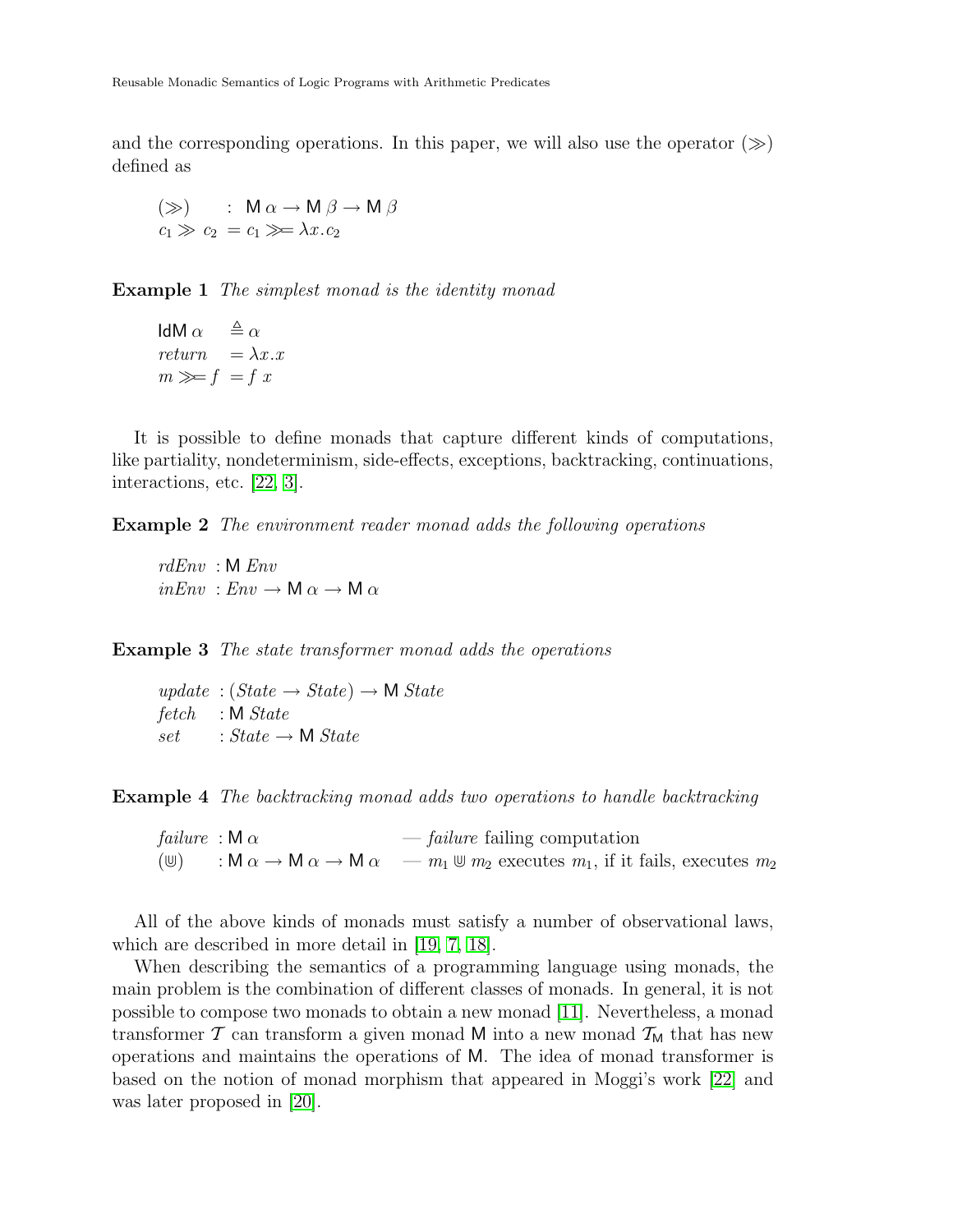and the corresponding operations. In this paper, we will also use the operator $(\gg)$ defined as

$$
\begin{aligned}
(\gg) \quad &: \; \mathsf{M}\,\alpha \to \mathsf{M}\,\beta \to \mathsf{M}\,\beta \\
c_1 \gg c_2 \; &= c_1 \gg\!= \lambda x.c_2
\end{aligned}
$$

**Example 1** *The simplest monad is the identity monad*

$$
\begin{aligned}
\mathsf{IdM}\,\alpha \quad &\triangleq \alpha \\
\mathit{return} \quad &= \lambda x.x \\
m \gg\!= f \quad &= f\; x
\end{aligned}
$$

It is possible to define monads that capture different kinds of computations, like partiality, nondeterminism, side-effects, exceptions, backtracking, continuations, interactions, etc. [22, 3].

**Example 2** *The environment reader monad adds the following operations*

$$
\begin{aligned}
\mathit{rdEnv} \; &: \mathsf{M}\; \mathit{Env} \\
\mathit{inEnv} \; &: \mathit{Env} \to \mathsf{M}\,\alpha \to \mathsf{M}\,\alpha
\end{aligned}
$$

**Example 3** *The state transformer monad adds the operations*

$$
\begin{aligned}
\mathit{update} \; &: (\mathit{State} \to \mathit{State}) \to \mathsf{M}\; \mathit{State} \\
\mathit{fetch} \; &: \mathsf{M}\; \mathit{State} \\
\mathit{set} \; &: \mathit{State} \to \mathsf{M}\; \mathit{State}
\end{aligned}
$$

**Example 4** *The backtracking monad adds two operations to handle backtracking*

$$
\begin{aligned}
\mathit{failure} \; &: \mathsf{M}\,\alpha && \text{— } \mathit{failure} \text{ failing computation} \\
(\Cup) \; &: \mathsf{M}\,\alpha \to \mathsf{M}\,\alpha \to \mathsf{M}\,\alpha && \text{— } m_1 \Cup m_2 \text{ executes } m_1 \text{, if it fails, executes } m_2
\end{aligned}
$$

All of the above kinds of monads must satisfy a number of observational laws, which are described in more detail in [19, 7, 18].

When describing the semantics of a programming language using monads, the main problem is the combination of different classes of monads. In general, it is not possible to compose two monads to obtain a new monad [11]. Nevertheless, a monad transformer $\mathcal{T}$ can transform a given monad $\mathsf{M}$ into a new monad $\mathcal{T}_{\mathsf{M}}$ that has new operations and maintains the operations of $\mathsf{M}$. The idea of monad transformer is based on the notion of monad morphism that appeared in Moggi's work [22] and was later proposed in [20].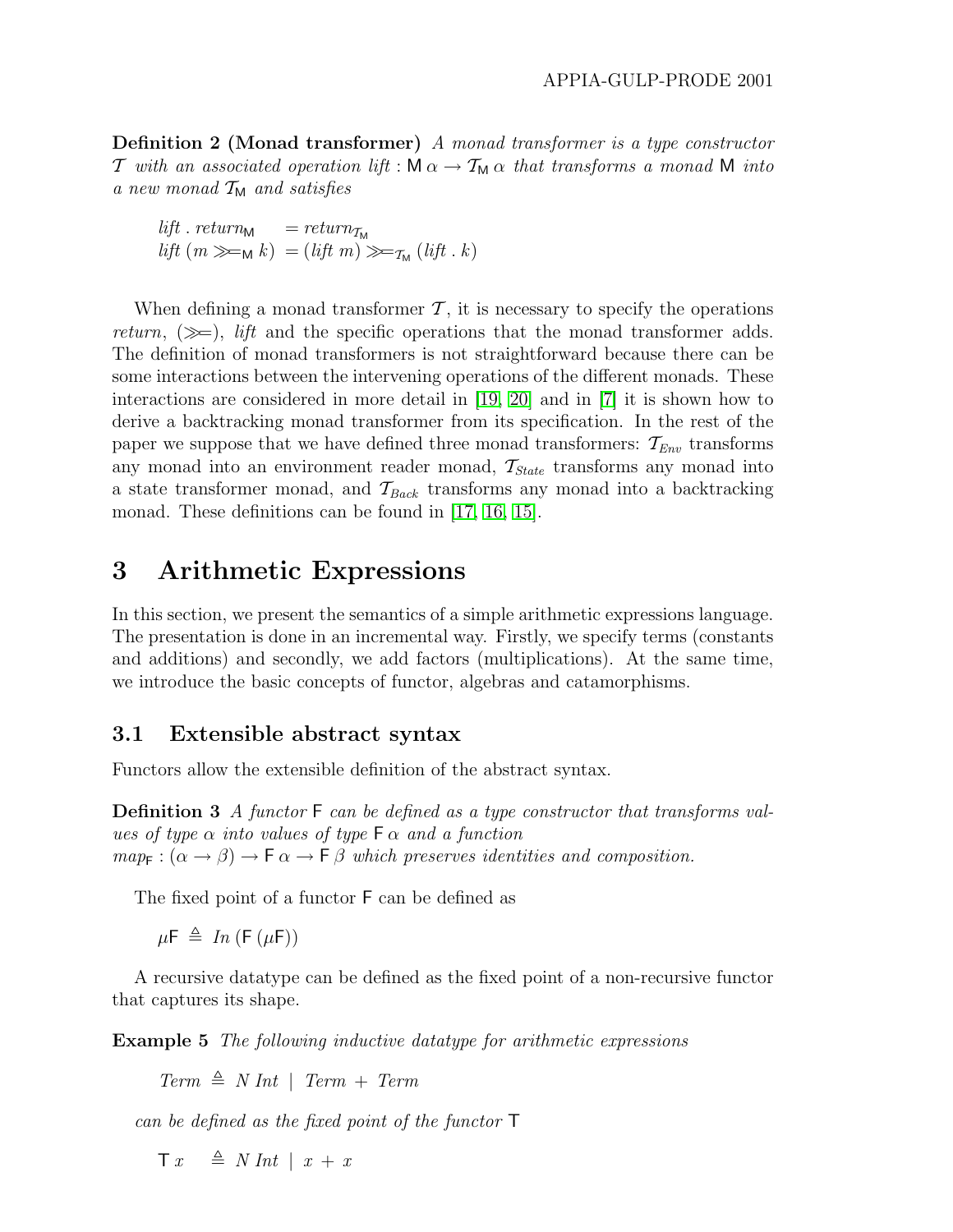**Definition 2 (Monad transformer)** *A monad transformer is a type constructor* $\mathcal{T}$ *with an associated operation* $lift : \mathsf{M}\,\alpha \to \mathcal{T}_{\mathsf{M}}\,\alpha$ *that transforms a monad* $\mathsf{M}$ *into a new monad* $\mathcal{T}_{\mathsf{M}}$ *and satisfies*

$$
\begin{aligned}
&lift \,.\, return_{\mathsf{M}} &&= return_{\mathcal{T}_{\mathsf{M}}} \\
&lift\,(m \gg\!=_{\mathsf{M}} k) &&= (lift\ m) \gg\!=_{\mathcal{T}_{\mathsf{M}}} (lift \,.\, k)
\end{aligned}
$$

When defining a monad transformer $\mathcal{T}$, it is necessary to specify the operations *return*, $(\gg\!=)$, *lift* and the specific operations that the monad transformer adds. The definition of monad transformers is not straightforward because there can be some interactions between the intervening operations of the different monads. These interactions are considered in more detail in [19, 20] and in [7] it is shown how to derive a backtracking monad transformer from its specification. In the rest of the paper we suppose that we have defined three monad transformers: $\mathcal{T}_{Env}$ transforms any monad into an environment reader monad, $\mathcal{T}_{State}$ transforms any monad into a state transformer monad, and $\mathcal{T}_{Back}$ transforms any monad into a backtracking monad. These definitions can be found in [17, 16, 15].

# 3 Arithmetic Expressions

In this section, we present the semantics of a simple arithmetic expressions language. The presentation is done in an incremental way. Firstly, we specify terms (constants and additions) and secondly, we add factors (multiplications). At the same time, we introduce the basic concepts of functor, algebras and catamorphisms.

## 3.1 Extensible abstract syntax

Functors allow the extensible definition of the abstract syntax.

**Definition 3** *A functor* $\mathsf{F}$ *can be defined as a type constructor that transforms values of type* $\alpha$ *into values of type* $\mathsf{F}\,\alpha$ *and a function* $map_{\mathsf{F}} : (\alpha \to \beta) \to \mathsf{F}\,\alpha \to \mathsf{F}\,\beta$ *which preserves identities and composition.*

The fixed point of a functor $\mathsf{F}$ can be defined as

$$\mu\mathsf{F} \triangleq In\,(\mathsf{F}\,(\mu\mathsf{F}))$$

A recursive datatype can be defined as the fixed point of a non-recursive functor that captures its shape.

**Example 5** *The following inductive datatype for arithmetic expressions*

$$Term \triangleq N\ Int \mid Term + Term$$

*can be defined as the fixed point of the functor* $\mathsf{T}$

$$\mathsf{T}\,x \triangleq N\ Int \mid x + x$$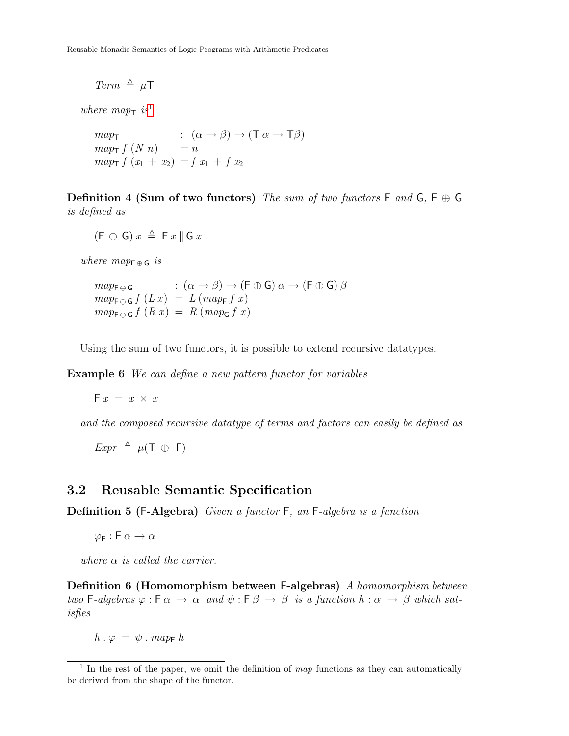$$Term \triangleq \mu \mathsf{T}$$

*where* $map_{\mathsf{T}}$ *is*[1]

$$\begin{aligned}
&map_{\mathsf{T}} && : (\alpha \to \beta) \to (\mathsf{T}\ \alpha \to \mathsf{T}\beta) \\
&map_{\mathsf{T}}\ f\ (N\ n) && = n \\
&map_{\mathsf{T}}\ f\ (x_1\ +\ x_2) && = f\ x_1\ +\ f\ x_2
\end{aligned}$$

**Definition 4 (Sum of two functors)** *The sum of two functors* $\mathsf{F}$ *and* $\mathsf{G}$*,* $\mathsf{F} \oplus \mathsf{G}$ *is defined as*

$$(\mathsf{F} \oplus \mathsf{G})\ x \triangleq \mathsf{F}\ x \parallel \mathsf{G}\ x$$

*where* $map_{\mathsf{F} \oplus \mathsf{G}}$ *is*

$$\begin{aligned}
&map_{\mathsf{F} \oplus \mathsf{G}} && : (\alpha \to \beta) \to (\mathsf{F} \oplus \mathsf{G})\ \alpha \to (\mathsf{F} \oplus \mathsf{G})\ \beta \\
&map_{\mathsf{F} \oplus \mathsf{G}}\ f\ (L\ x) && = L\ (map_{\mathsf{F}}\ f\ x) \\
&map_{\mathsf{F} \oplus \mathsf{G}}\ f\ (R\ x) && = R\ (map_{\mathsf{G}}\ f\ x)
\end{aligned}$$

Using the sum of two functors, it is possible to extend recursive datatypes.

**Example 6** *We can define a new pattern functor for variables*

$$\mathsf{F}\ x = x \times x$$

*and the composed recursive datatype of terms and factors can easily be defined as*

$$Expr \triangleq \mu(\mathsf{T} \oplus \mathsf{F})$$

## 3.2 Reusable Semantic Specification

**Definition 5 (F-Algebra)** *Given a functor* $\mathsf{F}$*, an* $\mathsf{F}$*-algebra is a function*

$$\varphi_{\mathsf{F}} : \mathsf{F}\ \alpha \to \alpha$$

*where* $\alpha$ *is called the carrier.*

**Definition 6 (Homomorphism between F-algebras)** *A homomorphism between two* $\mathsf{F}$*-algebras* $\varphi : \mathsf{F}\ \alpha \to \alpha$ *and* $\psi : \mathsf{F}\ \beta \to \beta$ *is a function* $h : \alpha \to \beta$ *which satisfies*

$$h\ .\ \varphi = \psi\ .\ map_{\mathsf{F}}\ h$$

[1] In the rest of the paper, we omit the definition of *map* functions as they can automatically be derived from the shape of the functor.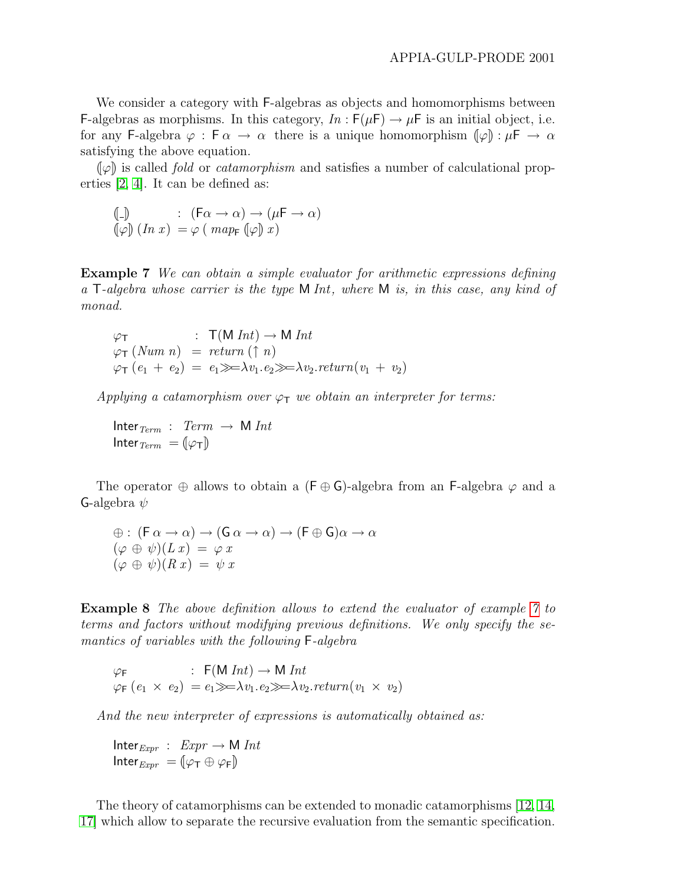We consider a category with F-algebras as objects and homomorphisms between F-algebras as morphisms. In this category, $In : \mathsf{F}(\mu\mathsf{F}) \rightarrow \mu\mathsf{F}$ is an initial object, i.e. for any F-algebra $\varphi : \mathsf{F}\,\alpha \rightarrow \alpha$ there is a unique homomorphism $(\!|\varphi|\!) : \mu\mathsf{F} \rightarrow \alpha$ satisfying the above equation.

$(\!|\varphi|\!)$ is called *fold* or *catamorphism* and satisfies a number of calculational properties [2, 4]. It can be defined as:

$$
\begin{array}{ll}
(\!|\_|\!) & : (\mathsf{F}\alpha \rightarrow \alpha) \rightarrow (\mu\mathsf{F} \rightarrow \alpha) \\
(\!|\varphi|\!)\,(In\ x) & = \varphi\,(\ map_{\mathsf{F}}\,(\!|\varphi|\!)\ x)
\end{array}
$$

**Example 7** *We can obtain a simple evaluator for arithmetic expressions defining a* T*-algebra whose carrier is the type* M *Int, where* M *is, in this case, any kind of monad.*

$$
\begin{array}{lll}
\varphi_{\mathsf{T}} & : & \mathsf{T}(\mathsf{M}\ Int) \rightarrow \mathsf{M}\ Int \\
\varphi_{\mathsf{T}}\,(Num\ n) & = & return\,(\uparrow n) \\
\varphi_{\mathsf{T}}\,(e_1\ +\ e_2) & = & e_1 \gg\!= \lambda v_1.e_2 \gg\!= \lambda v_2.return(v_1\ +\ v_2)
\end{array}
$$

*Applying a catamorphism over* $\varphi_{\mathsf{T}}$ *we obtain an interpreter for terms:*

$$
\begin{array}{l}
\mathsf{Inter}_{Term}\ :\ Term\ \rightarrow\ \mathsf{M}\ Int \\
\mathsf{Inter}_{Term}\ = (\!|\varphi_{\mathsf{T}}|\!)
\end{array}
$$

The operator $\oplus$ allows to obtain a $(\mathsf{F} \oplus \mathsf{G})$-algebra from an F-algebra $\varphi$ and a G-algebra $\psi$

$$
\begin{array}{l}
\oplus :\ (\mathsf{F}\,\alpha \rightarrow \alpha) \rightarrow (\mathsf{G}\,\alpha \rightarrow \alpha) \rightarrow (\mathsf{F} \oplus \mathsf{G})\alpha \rightarrow \alpha \\
(\varphi\ \oplus\ \psi)(L\,x)\ =\ \varphi\,x \\
(\varphi\ \oplus\ \psi)(R\,x)\ =\ \psi\,x
\end{array}
$$

**Example 8** *The above definition allows to extend the evaluator of example 7 to terms and factors without modifying previous definitions. We only specify the semantics of variables with the following* F*-algebra*

$$
\begin{array}{ll}
\varphi_{\mathsf{F}} & :\ \mathsf{F}(\mathsf{M}\ Int) \rightarrow \mathsf{M}\ Int \\
\varphi_{\mathsf{F}}\,(e_1\ \times\ e_2) & = e_1 \gg\!= \lambda v_1.e_2 \gg\!= \lambda v_2.return(v_1\ \times\ v_2)
\end{array}
$$

*And the new interpreter of expressions is automatically obtained as:*

$$
\begin{array}{l}
\mathsf{Inter}_{Expr}\ :\ Expr \rightarrow \mathsf{M}\ Int \\
\mathsf{Inter}_{Expr}\ = (\!|\varphi_{\mathsf{T}} \oplus \varphi_{\mathsf{F}}|\!)
\end{array}
$$

The theory of catamorphisms can be extended to monadic catamorphisms [12, 14, 17] which allow to separate the recursive evaluation from the semantic specification.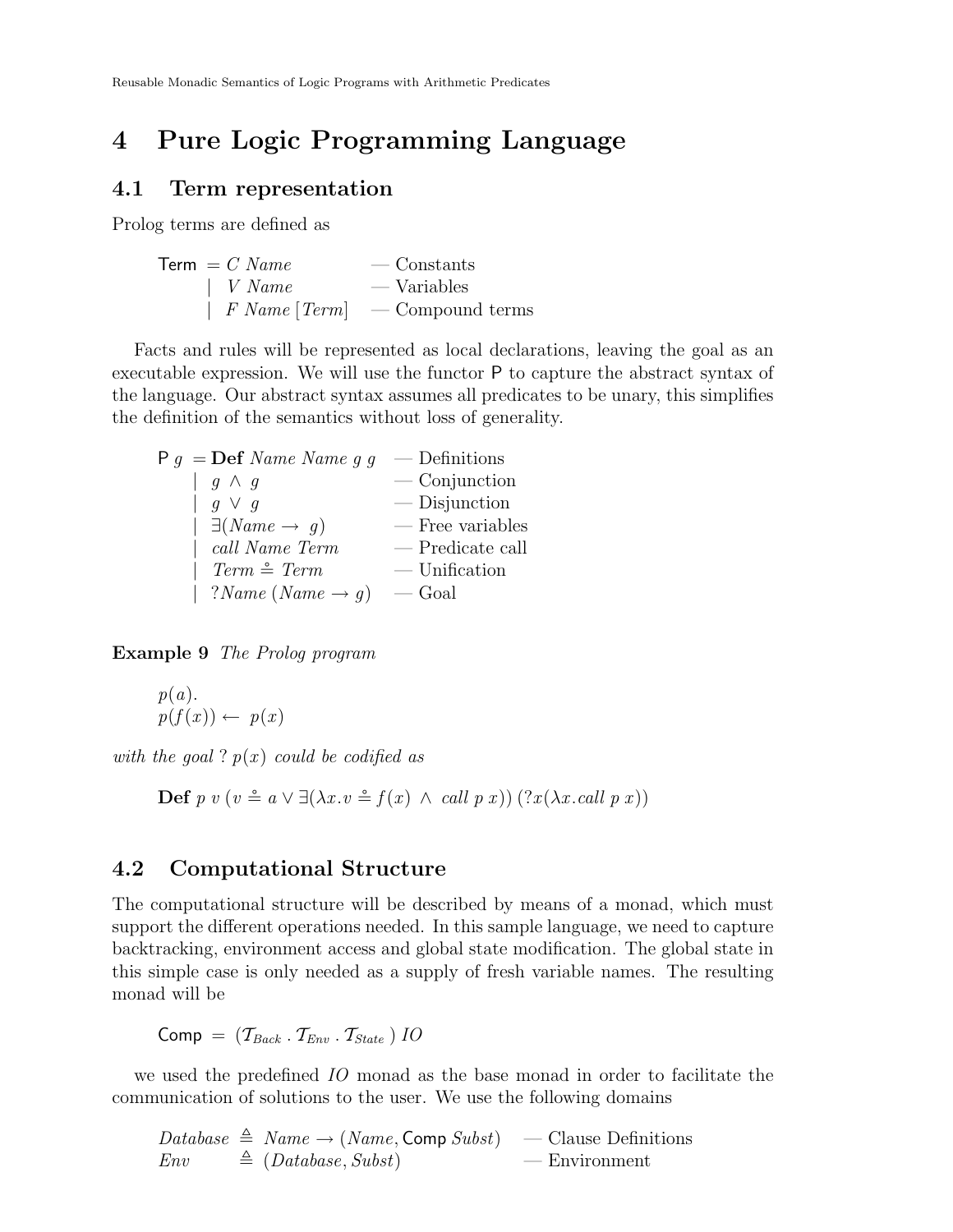# 4 Pure Logic Programming Language

## 4.1 Term representation

Prolog terms are defined as

$$
\begin{array}{lll}
\mathsf{Term} & = C\ \mathit{Name} & \text{— Constants} \\
 & \mid\ V\ \mathit{Name} & \text{— Variables} \\
 & \mid\ F\ \mathit{Name}\ [\mathit{Term}] & \text{— Compound terms}
\end{array}
$$

Facts and rules will be represented as local declarations, leaving the goal as an executable expression. We will use the functor P to capture the abstract syntax of the language. Our abstract syntax assumes all predicates to be unary, this simplifies the definition of the semantics without loss of generality.

$$
\begin{array}{lll}
\mathsf{P}\ g & = \mathbf{Def}\ \mathit{Name}\ \mathit{Name}\ g\ g & \text{— Definitions} \\
 & \mid\ g\ \wedge\ g & \text{— Conjunction} \\
 & \mid\ g\ \vee\ g & \text{— Disjunction} \\
 & \mid\ \exists(\mathit{Name} \rightarrow\ g) & \text{— Free variables} \\
 & \mid\ \mathit{call}\ \mathit{Name}\ \mathit{Term} & \text{— Predicate call} \\
 & \mid\ \mathit{Term} \doteq \mathit{Term} & \text{— Unification} \\
 & \mid\ ?\mathit{Name}\ (\mathit{Name} \rightarrow g) & \text{— Goal}
\end{array}
$$

**Example 9** *The Prolog program*

$$
\begin{array}{l}
p(a). \\
p(f(x)) \leftarrow\ p(x)
\end{array}
$$

*with the goal* $?\ p(x)$ *could be codified as*

$$
\mathbf{Def}\ p\ v\ (v \doteq a \vee \exists(\lambda x.v \doteq f(x)\ \wedge\ \mathit{call}\ p\ x))\ (?x(\lambda x.\mathit{call}\ p\ x))
$$

## 4.2 Computational Structure

The computational structure will be described by means of a monad, which must support the different operations needed. In this sample language, we need to capture backtracking, environment access and global state modification. The global state in this simple case is only needed as a supply of fresh variable names. The resulting monad will be

$$
\mathsf{Comp}\ =\ (\mathcal{T}_{Back}\ .\ \mathcal{T}_{Env}\ .\ \mathcal{T}_{State}\ )\ \mathit{IO}
$$

we used the predefined *IO* monad as the base monad in order to facilitate the communication of solutions to the user. We use the following domains

$$
\begin{array}{llll}
\mathit{Database} & \triangleq & \mathit{Name} \rightarrow (\mathit{Name}, \mathsf{Comp}\ \mathit{Subst}) & \text{— Clause Definitions} \\
\mathit{Env} & \triangleq & (\mathit{Database}, \mathit{Subst}) & \text{— Environment}
\end{array}
$$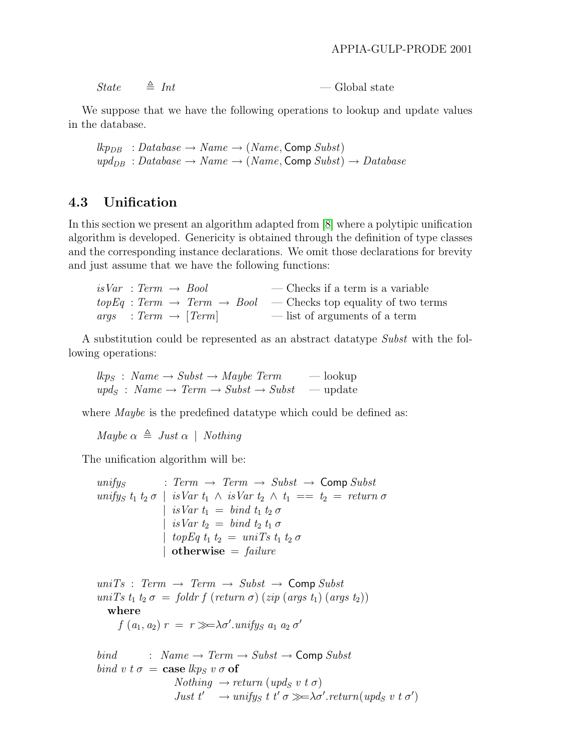$$State \quad \triangleq \; Int \qquad\qquad \text{— Global state}$$

We suppose that we have the following operations to lookup and update values in the database.

$$
\begin{aligned}
&lkp_{DB} \;: Database \rightarrow Name \rightarrow (Name, \mathsf{Comp}\; Subst) \\
&upd_{DB} \;: Database \rightarrow Name \rightarrow (Name, \mathsf{Comp}\; Subst) \rightarrow Database
\end{aligned}
$$

### 4.3 Unification

In this section we present an algorithm adapted from [8] where a polytipic unification algorithm is developed. Genericity is obtained through the definition of type classes and the corresponding instance declarations. We omit those declarations for brevity and just assume that we have the following functions:

$$
\begin{aligned}
&isVar \;: Term \rightarrow Bool && \text{— Checks if a term is a variable} \\
&topEq \;: Term \rightarrow Term \rightarrow Bool && \text{— Checks top equality of two terms} \\
&args \;: Term \rightarrow [Term] && \text{— list of arguments of a term}
\end{aligned}
$$

A substitution could be represented as an abstract datatype $Subst$ with the following operations:

$$
\begin{aligned}
&lkp_S \;: Name \rightarrow Subst \rightarrow Maybe\; Term && \text{— lookup} \\
&upd_S \;: Name \rightarrow Term \rightarrow Subst \rightarrow Subst && \text{— update}
\end{aligned}
$$

where $Maybe$ is the predefined datatype which could be defined as:

$$Maybe\; \alpha \;\triangleq\; Just\; \alpha \;\mid\; Nothing$$

The unification algorithm will be:

$$
\begin{aligned}
&unify_S \quad : Term \rightarrow Term \rightarrow Subst \rightarrow \mathsf{Comp}\; Subst \\
&unify_S\; t_1\; t_2\; \sigma \;\mid\; isVar\; t_1 \wedge isVar\; t_2 \wedge t_1 == t_2 \;=\; return\; \sigma \\
&\qquad\qquad\quad \mid\; isVar\; t_1 \;=\; bind\; t_1\; t_2\; \sigma \\
&\qquad\qquad\quad \mid\; isVar\; t_2 \;=\; bind\; t_2\; t_1\; \sigma \\
&\qquad\qquad\quad \mid\; topEq\; t_1\; t_2 \;=\; uniTs\; t_1\; t_2\; \sigma \\
&\qquad\qquad\quad \mid\; \mathbf{otherwise} \;=\; failure
\end{aligned}
$$

$$
\begin{aligned}
&uniTs \;:\; Term \rightarrow Term \rightarrow Subst \rightarrow \mathsf{Comp}\; Subst \\
&uniTs\; t_1\; t_2\; \sigma \;=\; foldr\; f\; (return\; \sigma)\; (zip\; (args\; t_1)\; (args\; t_2)) \\
&\quad \mathbf{where} \\
&\qquad f\; (a_1, a_2)\; r \;=\; r \gg\!\!= \lambda \sigma'.unify_S\; a_1\; a_2\; \sigma'
\end{aligned}
$$

$$
\begin{aligned}
&bind \quad :\; Name \rightarrow Term \rightarrow Subst \rightarrow \mathsf{Comp}\; Subst \\
&bind\; v\; t\; \sigma \;=\; \mathbf{case}\; lkp_S\; v\; \sigma\; \mathbf{of} \\
&\qquad\qquad Nothing \rightarrow return\; (upd_S\; v\; t\; \sigma) \\
&\qquad\qquad Just\; t' \quad \rightarrow unify_S\; t\; t'\; \sigma \gg\!\!= \lambda \sigma'.return(upd_S\; v\; t\; \sigma')
\end{aligned}
$$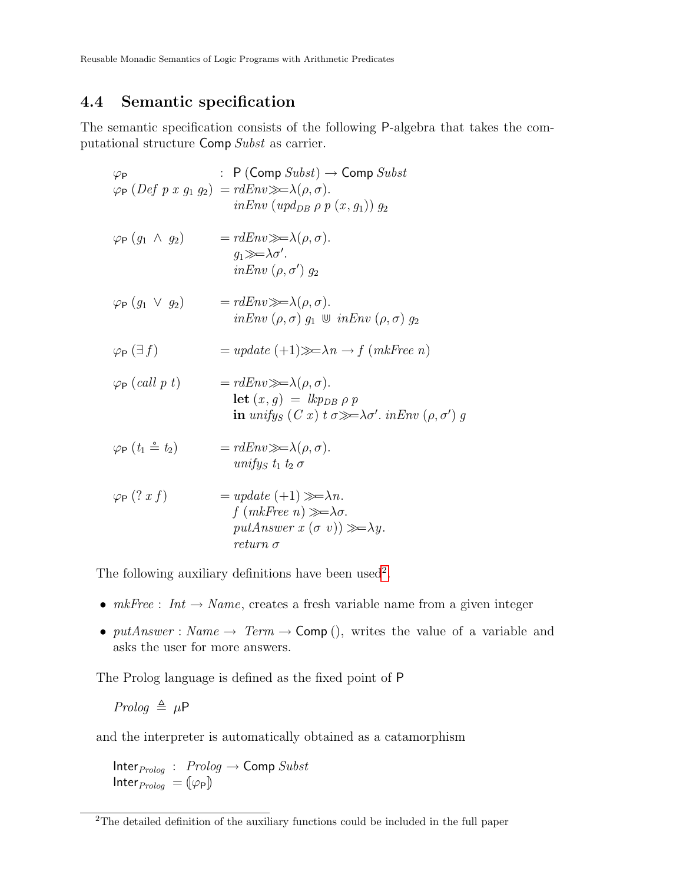## 4.4 Semantic specification

The semantic specification consists of the following $\mathsf{P}$-algebra that takes the computational structure $\mathsf{Comp}\ Subst$ as carrier.

$$
\begin{aligned}
&\varphi_{\mathsf{P}} &&: \mathsf{P}\ (\mathsf{Comp}\ Subst) \rightarrow \mathsf{Comp}\ Subst \\
&\varphi_{\mathsf{P}}\ (Def\ p\ x\ g_1\ g_2) &&= rdEnv \gg\!= \lambda(\rho, \sigma). \\
& && \quad inEnv\ (upd_{DB}\ \rho\ p\ (x, g_1))\ g_2 \\[1em]
&\varphi_{\mathsf{P}}\ (g_1\ \wedge\ g_2) &&= rdEnv \gg\!= \lambda(\rho, \sigma). \\
& && \quad g_1 \gg\!= \lambda\sigma'. \\
& && \quad inEnv\ (\rho, \sigma')\ g_2 \\[1em]
&\varphi_{\mathsf{P}}\ (g_1\ \vee\ g_2) &&= rdEnv \gg\!= \lambda(\rho, \sigma). \\
& && \quad inEnv\ (\rho, \sigma)\ g_1\ \Cup\ inEnv\ (\rho, \sigma)\ g_2 \\[1em]
&\varphi_{\mathsf{P}}\ (\exists\, f) &&= update\ (+1) \gg\!= \lambda n \rightarrow f\ (mkFree\ n) \\[1em]
&\varphi_{\mathsf{P}}\ (call\ p\ t) &&= rdEnv \gg\!= \lambda(\rho, \sigma). \\
& && \quad \textbf{let}\ (x, g)\ =\ lkp_{DB}\ \rho\ p \\
& && \quad \textbf{in}\ unify_S\ (C\ x)\ t\ \sigma \gg\!= \lambda\sigma'.\ inEnv\ (\rho, \sigma')\ g \\[1em]
&\varphi_{\mathsf{P}}\ (t_1 \mathrel{\mathring{=}} t_2) &&= rdEnv \gg\!= \lambda(\rho, \sigma). \\
& && \quad unify_S\ t_1\ t_2\ \sigma \\[1em]
&\varphi_{\mathsf{P}}\ (?\ x\ f) &&= update\ (+1) \gg\!= \lambda n. \\
& && \quad f\ (mkFree\ n) \gg\!= \lambda\sigma. \\
& && \quad putAnswer\ x\ (\sigma\ v)) \gg\!= \lambda y. \\
& && \quad return\ \sigma
\end{aligned}
$$

The following auxiliary definitions have been used[2].

- $mkFree : Int \rightarrow Name$, creates a fresh variable name from a given integer
- $putAnswer : Name \rightarrow Term \rightarrow \mathsf{Comp}\ ()$, writes the value of a variable and asks the user for more answers.

The Prolog language is defined as the fixed point of $\mathsf{P}$

$$Prolog\ \triangleq\ \mu\mathsf{P}$$

and the interpreter is automatically obtained as a catamorphism

$$
\begin{aligned}
&\mathsf{Inter}_{Prolog}\ &&:\ Prolog \rightarrow \mathsf{Comp}\ Subst \\
&\mathsf{Inter}_{Prolog}\ &&= (\!|\varphi_{\mathsf{P}}|\!)
\end{aligned}
$$

[2] The detailed definition of the auxiliary functions could be included in the full paper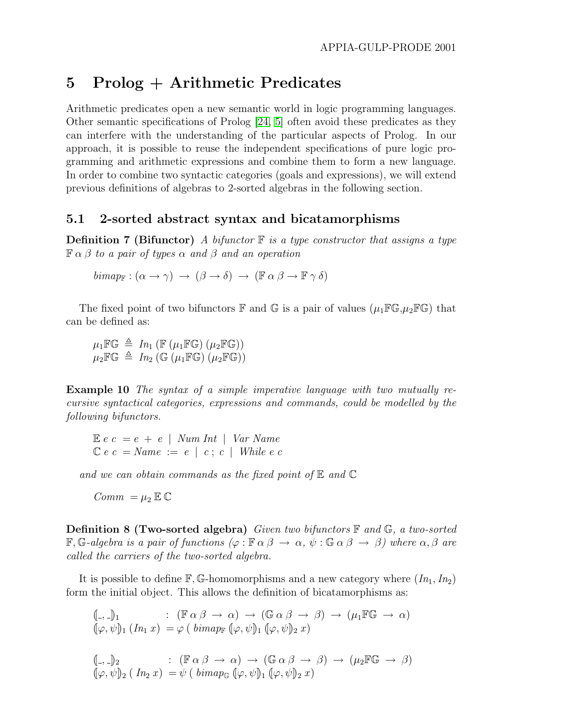## 5 Prolog + Arithmetic Predicates

Arithmetic predicates open a new semantic world in logic programming languages. Other semantic specifications of Prolog [24, 5] often avoid these predicates as they can interfere with the understanding of the particular aspects of Prolog. In our approach, it is possible to reuse the independent specifications of pure logic programming and arithmetic expressions and combine them to form a new language. In order to combine two syntactic categories (goals and expressions), we will extend previous definitions of algebras to 2-sorted algebras in the following section.

### 5.1 2-sorted abstract syntax and bicatamorphisms

**Definition 7 (Bifunctor)** *A bifunctor $\mathbb{F}$ is a type constructor that assigns a type $\mathbb{F}\,\alpha\,\beta$ to a pair of types $\alpha$ and $\beta$ and an operation*

$$bimap_{\mathbb{F}} : (\alpha \rightarrow \gamma) \rightarrow (\beta \rightarrow \delta) \rightarrow (\mathbb{F}\,\alpha\,\beta \rightarrow \mathbb{F}\,\gamma\,\delta)$$

The fixed point of two bifunctors $\mathbb{F}$ and $\mathbb{G}$ is a pair of values ($\mu_1\mathbb{F}\mathbb{G}$,$\mu_2\mathbb{F}\mathbb{G}$) that can be defined as:

$$\mu_1\mathbb{F}\mathbb{G} \triangleq In_1\,(\mathbb{F}\,(\mu_1\mathbb{F}\mathbb{G})\,(\mu_2\mathbb{F}\mathbb{G}))$$
$$\mu_2\mathbb{F}\mathbb{G} \triangleq In_2\,(\mathbb{G}\,(\mu_1\mathbb{F}\mathbb{G})\,(\mu_2\mathbb{F}\mathbb{G}))$$

**Example 10** *The syntax of a simple imperative language with two mutually recursive syntactical categories, expressions and commands, could be modelled by the following bifunctors.*

$$\mathbb{E}\;e\;c\;= e\;+\;e\;\mid\;Num\;Int\;\mid\;Var\;Name$$
$$\mathbb{C}\;e\;c\;= Name\;:=\;e\;\mid\;c\;;\;c\;\mid\;While\;e\;c$$

*and we can obtain commands as the fixed point of $\mathbb{E}$ and $\mathbb{C}$*

$$Comm\;= \mu_2\,\mathbb{E}\,\mathbb{C}$$

**Definition 8 (Two-sorted algebra)** *Given two bifunctors $\mathbb{F}$ and $\mathbb{G}$, a two-sorted $\mathbb{F},\mathbb{G}$-algebra is a pair of functions ($\varphi : \mathbb{F}\,\alpha\,\beta \rightarrow \alpha$, $\psi : \mathbb{G}\,\alpha\,\beta \rightarrow \beta$) where $\alpha, \beta$ are called the carriers of the two-sorted algebra.*

It is possible to define $\mathbb{F},\mathbb{G}$-homomorphisms and a new category where ($In_1, In_2$) form the initial object. This allows the definition of bicatamorphisms as:

$$(\!|\_,\_|\!)_1 \quad : \;(\mathbb{F}\,\alpha\,\beta \rightarrow \alpha) \rightarrow (\mathbb{G}\,\alpha\,\beta \rightarrow \beta) \rightarrow (\mu_1\mathbb{F}\mathbb{G} \rightarrow \alpha)$$
$$(\!|\varphi,\psi|\!)_1\;(In_1\;x)\;= \varphi\;(\;bimap_{\mathbb{F}}\;(\!|\varphi,\psi|\!)_1\;(\!|\varphi,\psi|\!)_2\;x)$$

$$(\!|\_,\_|\!)_2 \quad : \;(\mathbb{F}\,\alpha\,\beta \rightarrow \alpha) \rightarrow (\mathbb{G}\,\alpha\,\beta \rightarrow \beta) \rightarrow (\mu_2\mathbb{F}\mathbb{G} \rightarrow \beta)$$
$$(\!|\varphi,\psi|\!)_2\;(\;In_2\;x)\;= \psi\;(\;bimap_{\mathbb{G}}\;(\!|\varphi,\psi|\!)_1\;(\!|\varphi,\psi|\!)_2\;x)$$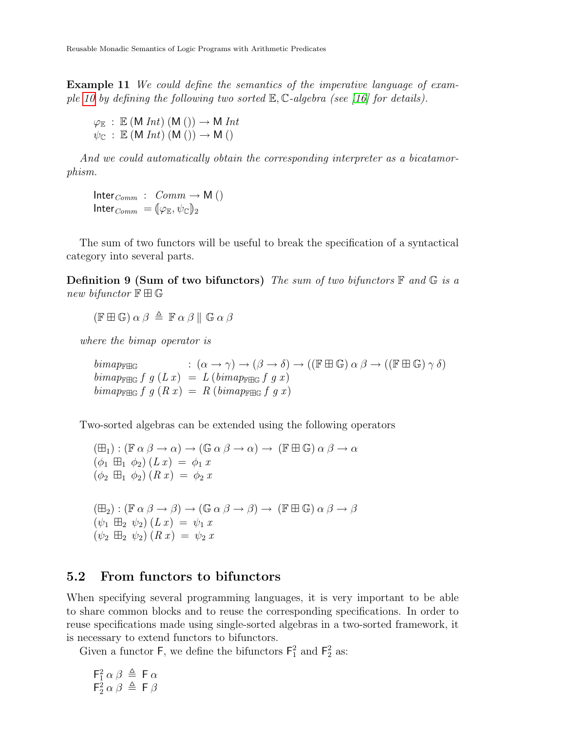**Example 11** *We could define the semantics of the imperative language of example 10 by defining the following two sorted* $\mathbb{E}, \mathbb{C}$*-algebra (see [16] for details).*

$$
\begin{aligned}
\varphi_{\mathbb{E}} &: \mathbb{E}\,(\mathsf{M}\ \mathit{Int})\,(\mathsf{M}\,())\rightarrow \mathsf{M}\ \mathit{Int}\\
\psi_{\mathbb{C}} &: \mathbb{E}\,(\mathsf{M}\ \mathit{Int})\,(\mathsf{M}\,())\rightarrow \mathsf{M}\,()
\end{aligned}
$$

*And we could automatically obtain the corresponding interpreter as a bicatamorphism.*

$$
\begin{aligned}
\mathsf{Inter}_{\mathit{Comm}} &: \ \mathit{Comm} \rightarrow \mathsf{M}\,()\\
\mathsf{Inter}_{\mathit{Comm}} &= (\!|\varphi_{\mathbb{E}}, \psi_{\mathbb{C}}|\!)_2
\end{aligned}
$$

The sum of two functors will be useful to break the specification of a syntactical category into several parts.

**Definition 9 (Sum of two bifunctors)** *The sum of two bifunctors* $\mathbb{F}$ *and* $\mathbb{G}$ *is a new bifunctor* $\mathbb{F} \boxplus \mathbb{G}$

$$
(\mathbb{F} \boxplus \mathbb{G})\,\alpha\,\beta \ \triangleq\ \mathbb{F}\,\alpha\,\beta \parallel \mathbb{G}\,\alpha\,\beta
$$

*where the bimap operator is*

$$
\begin{aligned}
&\mathit{bimap}_{\mathbb{F}\boxplus\mathbb{G}} &&: (\alpha \rightarrow \gamma) \rightarrow (\beta \rightarrow \delta) \rightarrow ((\mathbb{F} \boxplus \mathbb{G})\,\alpha\,\beta \rightarrow ((\mathbb{F} \boxplus \mathbb{G})\,\gamma\,\delta)\\
&\mathit{bimap}_{\mathbb{F}\boxplus\mathbb{G}}\ f\ g\ (L\,x) &&= L\,(\mathit{bimap}_{\mathbb{F}\boxplus\mathbb{G}}\ f\ g\ x)\\
&\mathit{bimap}_{\mathbb{F}\boxplus\mathbb{G}}\ f\ g\ (R\,x) &&= R\,(\mathit{bimap}_{\mathbb{F}\boxplus\mathbb{G}}\ f\ g\ x)
\end{aligned}
$$

Two-sorted algebras can be extended using the following operators

$$
\begin{aligned}
&(\boxplus_1) : (\mathbb{F}\,\alpha\,\beta \rightarrow \alpha) \rightarrow (\mathbb{G}\,\alpha\,\beta \rightarrow \alpha) \rightarrow\ (\mathbb{F} \boxplus \mathbb{G})\,\alpha\,\beta \rightarrow \alpha\\
&(\phi_1\ \boxplus_1\ \phi_2)\,(L\,x)\ =\ \phi_1\,x\\
&(\phi_2\ \boxplus_1\ \phi_2)\,(R\,x)\ =\ \phi_2\,x
\end{aligned}
$$

$$
\begin{aligned}
&(\boxplus_2) : (\mathbb{F}\,\alpha\,\beta \rightarrow \beta) \rightarrow (\mathbb{G}\,\alpha\,\beta \rightarrow \beta) \rightarrow\ (\mathbb{F} \boxplus \mathbb{G})\,\alpha\,\beta \rightarrow \beta\\
&(\psi_1\ \boxplus_2\ \psi_2)\,(L\,x)\ =\ \psi_1\,x\\
&(\psi_2\ \boxplus_2\ \psi_2)\,(R\,x)\ =\ \psi_2\,x
\end{aligned}
$$

## 5.2 From functors to bifunctors

When specifying several programming languages, it is very important to be able to share common blocks and to reuse the corresponding specifications. In order to reuse specifications made using single-sorted algebras in a two-sorted framework, it is necessary to extend functors to bifunctors.

Given a functor $\mathsf{F}$, we define the bifunctors $\mathsf{F}^2_1$ and $\mathsf{F}^2_2$ as:

$$
\begin{aligned}
\mathsf{F}^2_1\,\alpha\,\beta &\triangleq \mathsf{F}\,\alpha\\
\mathsf{F}^2_2\,\alpha\,\beta &\triangleq \mathsf{F}\,\beta
\end{aligned}
$$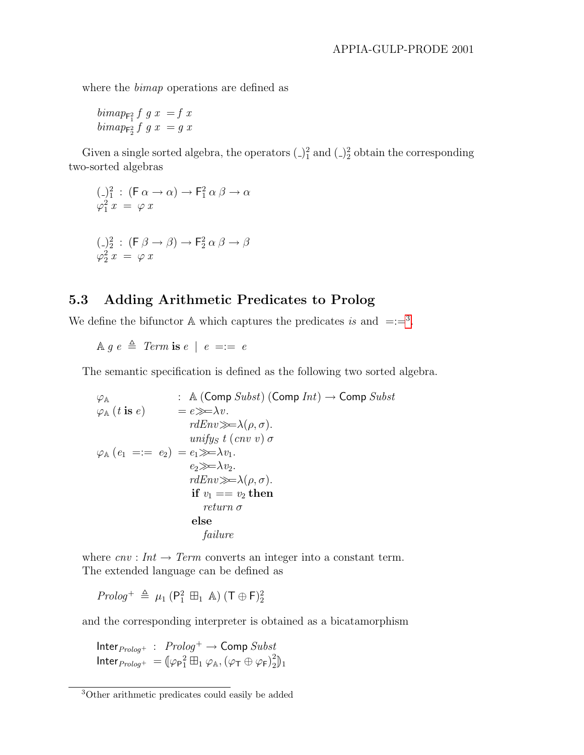where the *bimap* operations are defined as

$$
\begin{aligned}
bimap_{\mathsf{F}^2_1}\, f\; g\; x &= f\; x \\
bimap_{\mathsf{F}^2_2}\, f\; g\; x &= g\; x
\end{aligned}
$$

Given a single sorted algebra, the operators $(\_)^2_1$ and $(\_)^2_2$ obtain the corresponding two-sorted algebras

$$
\begin{aligned}
&(\_)^2_1 \;:\; (\mathsf{F}\;\alpha \to \alpha) \to \mathsf{F}^2_1\;\alpha\;\beta \to \alpha \\
&\varphi^2_1\; x \;=\; \varphi\; x
\end{aligned}
$$

$$
\begin{aligned}
&(\_)^2_2 \;:\; (\mathsf{F}\;\beta \to \beta) \to \mathsf{F}^2_2\;\alpha\;\beta \to \beta \\
&\varphi^2_2\; x \;=\; \varphi\; x
\end{aligned}
$$

## 5.3 Adding Arithmetic Predicates to Prolog

We define the bifunctor $\mathbb{A}$ which captures the predicates *is* and $=:=$[3].

$$
\mathbb{A}\; g\; e \;\triangleq\; \mathit{Term}\;\mathbf{is}\;e \;\mid\; e \;=:=\; e
$$

The semantic specification is defined as the following two sorted algebra.

$$
\begin{aligned}
&\varphi_{\mathbb{A}} &&: \;\mathbb{A}\;(\mathsf{Comp}\;\mathit{Subst})\;(\mathsf{Comp}\;\mathit{Int}) \to \mathsf{Comp}\;\mathit{Subst} \\
&\varphi_{\mathbb{A}}\;(t\;\mathbf{is}\;e) &&= e \gg\!\!= \lambda v. \\
& && \quad\; \mathit{rdEnv} \gg\!\!= \lambda(\rho,\sigma). \\
& && \quad\; \mathit{unify}_S\; t\;(\mathit{cnv}\; v)\;\sigma \\
&\varphi_{\mathbb{A}}\;(e_1 \;=:=\; e_2) &&= e_1 \gg\!\!= \lambda v_1. \\
& && \quad\; e_2 \gg\!\!= \lambda v_2. \\
& && \quad\; \mathit{rdEnv} \gg\!\!= \lambda(\rho,\sigma). \\
& && \quad\; \mathbf{if}\; v_1 == v_2\;\mathbf{then} \\
& && \quad\quad \mathit{return}\;\sigma \\
& && \quad\; \mathbf{else} \\
& && \quad\quad \mathit{failure}
\end{aligned}
$$

where $\mathit{cnv} : \mathit{Int} \to \mathit{Term}$ converts an integer into a constant term.
The extended language can be defined as

$$
\mathit{Prolog}^{+} \;\triangleq\; \mu_1\;(\mathsf{P}^2_1 \boxplus_1 \mathbb{A})\;(\mathsf{T} \oplus \mathsf{F})^2_2
$$

and the corresponding interpreter is obtained as a bicatamorphism

$$
\begin{aligned}
&\mathsf{Inter}_{\mathit{Prolog}^{+}} \;:\; \mathit{Prolog}^{+} \to \mathsf{Comp}\;\mathit{Subst} \\
&\mathsf{Inter}_{\mathit{Prolog}^{+}} \;=\; (\!|\varphi_{\mathsf{P}}{}^2_1 \boxplus_1 \varphi_{\mathbb{A}}, (\varphi_{\mathsf{T}} \oplus \varphi_{\mathsf{F}})^2_2|\!)_1
\end{aligned}
$$

[3] Other arithmetic predicates could easily be added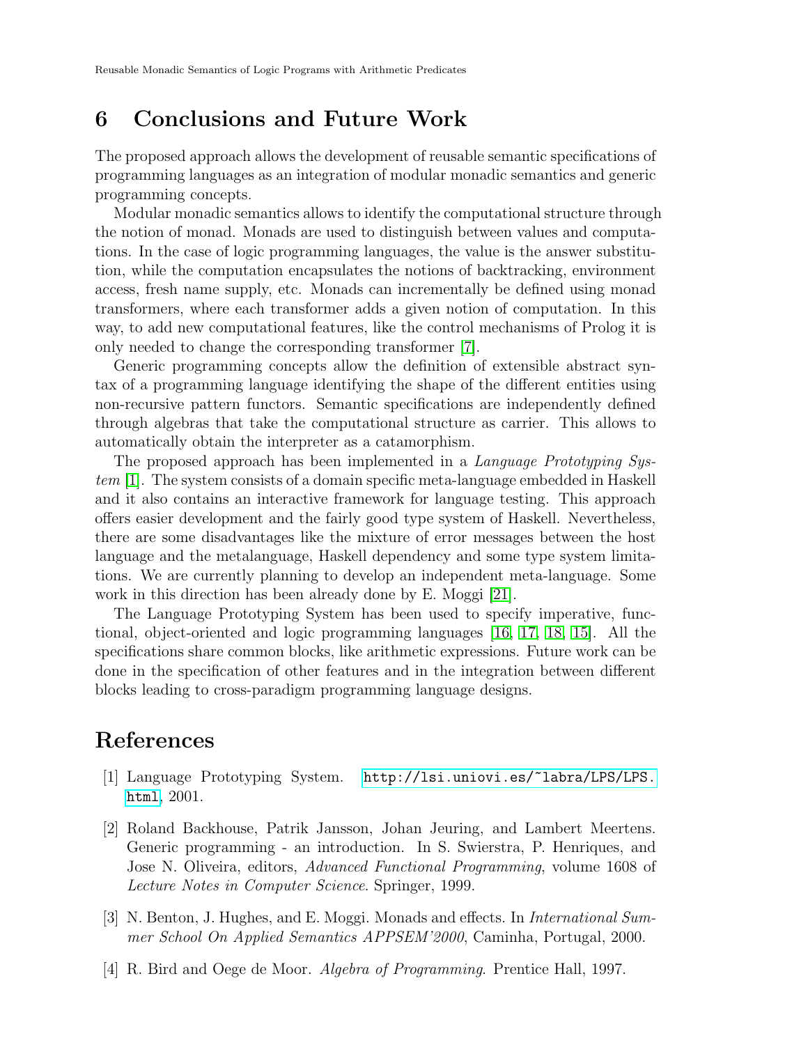## 6 Conclusions and Future Work

The proposed approach allows the development of reusable semantic specifications of programming languages as an integration of modular monadic semantics and generic programming concepts.

Modular monadic semantics allows to identify the computational structure through the notion of monad. Monads are used to distinguish between values and computations. In the case of logic programming languages, the value is the answer substitution, while the computation encapsulates the notions of backtracking, environment access, fresh name supply, etc. Monads can incrementally be defined using monad transformers, where each transformer adds a given notion of computation. In this way, to add new computational features, like the control mechanisms of Prolog it is only needed to change the corresponding transformer [7].

Generic programming concepts allow the definition of extensible abstract syntax of a programming language identifying the shape of the different entities using non-recursive pattern functors. Semantic specifications are independently defined through algebras that take the computational structure as carrier. This allows to automatically obtain the interpreter as a catamorphism.

The proposed approach has been implemented in a *Language Prototyping System* [1]. The system consists of a domain specific meta-language embedded in Haskell and it also contains an interactive framework for language testing. This approach offers easier development and the fairly good type system of Haskell. Nevertheless, there are some disadvantages like the mixture of error messages between the host language and the metalanguage, Haskell dependency and some type system limitations. We are currently planning to develop an independent meta-language. Some work in this direction has been already done by E. Moggi [21].

The Language Prototyping System has been used to specify imperative, functional, object-oriented and logic programming languages [16, 17, 18, 15]. All the specifications share common blocks, like arithmetic expressions. Future work can be done in the specification of other features and in the integration between different blocks leading to cross-paradigm programming language designs.

## References

[1] Language Prototyping System. http://lsi.uniovi.es/~labra/LPS/LPS.html, 2001.

[2] Roland Backhouse, Patrik Jansson, Johan Jeuring, and Lambert Meertens. Generic programming - an introduction. In S. Swierstra, P. Henriques, and Jose N. Oliveira, editors, *Advanced Functional Programming*, volume 1608 of *Lecture Notes in Computer Science*. Springer, 1999.

[3] N. Benton, J. Hughes, and E. Moggi. Monads and effects. In *International Summer School On Applied Semantics APPSEM'2000*, Caminha, Portugal, 2000.

[4] R. Bird and Oege de Moor. *Algebra of Programming*. Prentice Hall, 1997.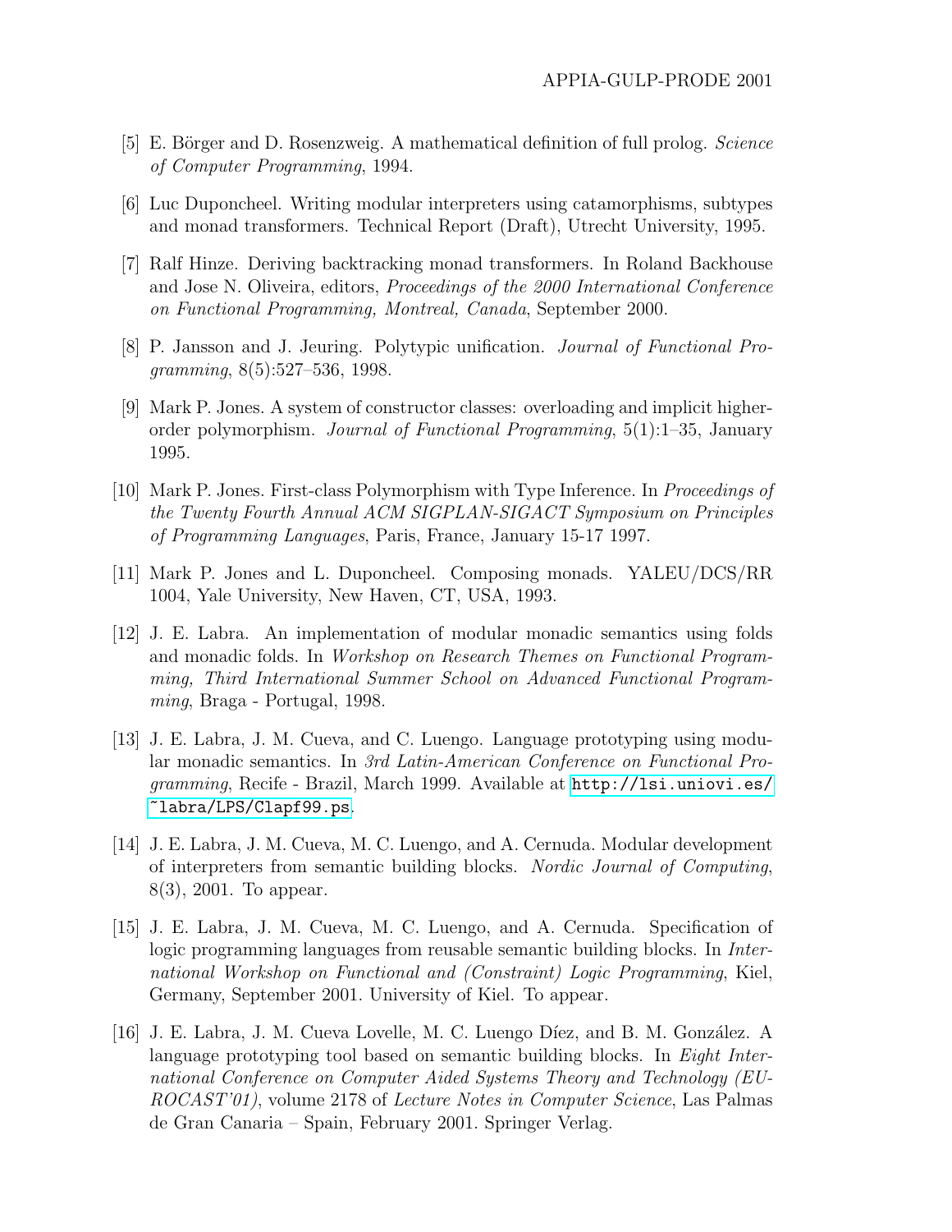[5] E. Börger and D. Rosenzweig. A mathematical definition of full prolog. *Science of Computer Programming*, 1994.

[6] Luc Duponcheel. Writing modular interpreters using catamorphisms, subtypes and monad transformers. Technical Report (Draft), Utrecht University, 1995.

[7] Ralf Hinze. Deriving backtracking monad transformers. In Roland Backhouse and Jose N. Oliveira, editors, *Proceedings of the 2000 International Conference on Functional Programming, Montreal, Canada*, September 2000.

[8] P. Jansson and J. Jeuring. Polytypic unification. *Journal of Functional Programming*, 8(5):527–536, 1998.

[9] Mark P. Jones. A system of constructor classes: overloading and implicit higher-order polymorphism. *Journal of Functional Programming*, 5(1):1–35, January 1995.

[10] Mark P. Jones. First-class Polymorphism with Type Inference. In *Proceedings of the Twenty Fourth Annual ACM SIGPLAN-SIGACT Symposium on Principles of Programming Languages*, Paris, France, January 15-17 1997.

[11] Mark P. Jones and L. Duponcheel. Composing monads. YALEU/DCS/RR 1004, Yale University, New Haven, CT, USA, 1993.

[12] J. E. Labra. An implementation of modular monadic semantics using folds and monadic folds. In *Workshop on Research Themes on Functional Programming, Third International Summer School on Advanced Functional Programming*, Braga - Portugal, 1998.

[13] J. E. Labra, J. M. Cueva, and C. Luengo. Language prototyping using modular monadic semantics. In *3rd Latin-American Conference on Functional Programming*, Recife - Brazil, March 1999. Available at http://lsi.uniovi.es/~labra/LPS/Clapf99.ps.

[14] J. E. Labra, J. M. Cueva, M. C. Luengo, and A. Cernuda. Modular development of interpreters from semantic building blocks. *Nordic Journal of Computing*, 8(3), 2001. To appear.

[15] J. E. Labra, J. M. Cueva, M. C. Luengo, and A. Cernuda. Specification of logic programming languages from reusable semantic building blocks. In *International Workshop on Functional and (Constraint) Logic Programming*, Kiel, Germany, September 2001. University of Kiel. To appear.

[16] J. E. Labra, J. M. Cueva Lovelle, M. C. Luengo Díez, and B. M. González. A language prototyping tool based on semantic building blocks. In *Eight International Conference on Computer Aided Systems Theory and Technology (EUROCAST'01)*, volume 2178 of *Lecture Notes in Computer Science*, Las Palmas de Gran Canaria – Spain, February 2001. Springer Verlag.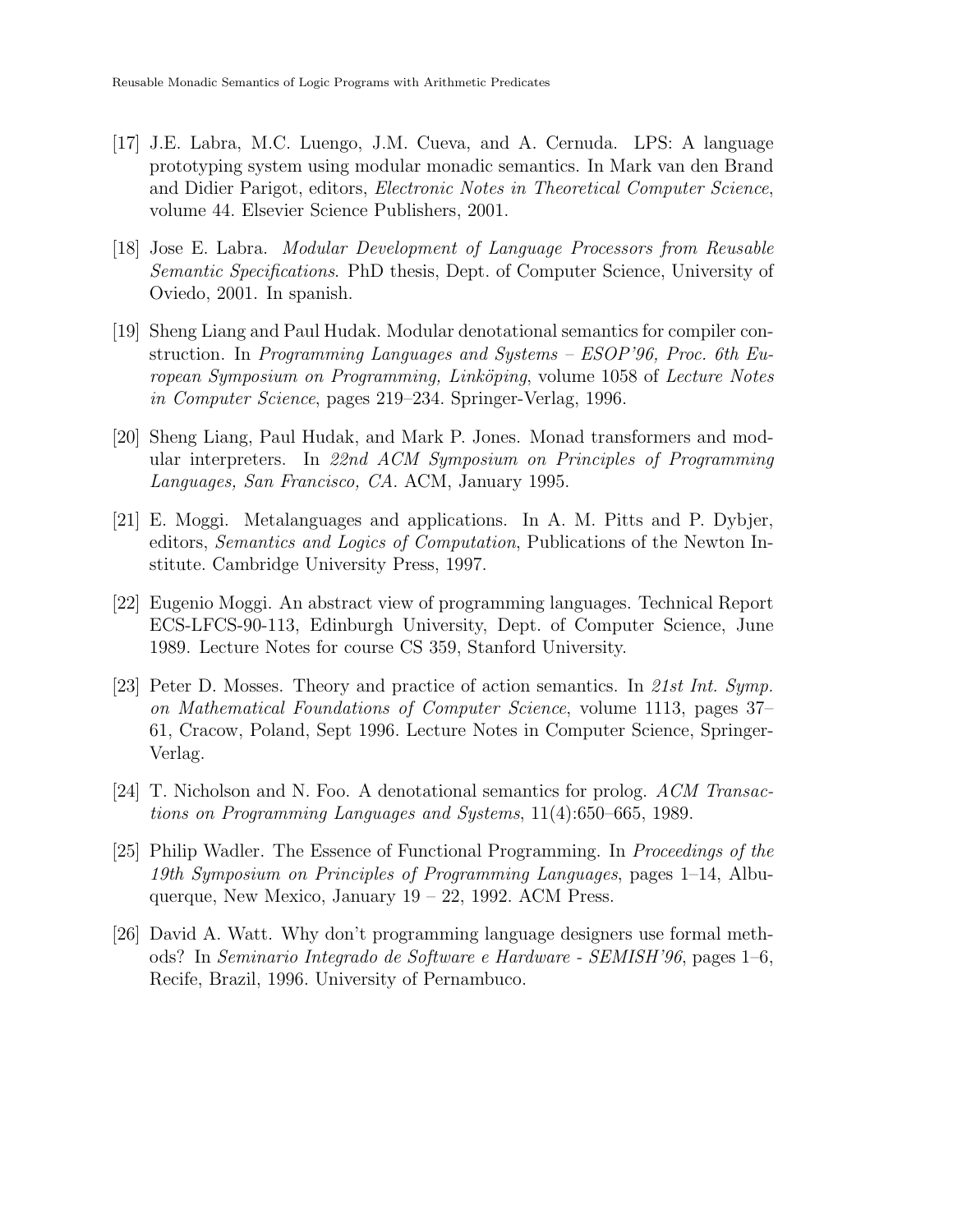[17] J.E. Labra, M.C. Luengo, J.M. Cueva, and A. Cernuda. LPS: A language prototyping system using modular monadic semantics. In Mark van den Brand and Didier Parigot, editors, *Electronic Notes in Theoretical Computer Science*, volume 44. Elsevier Science Publishers, 2001.

[18] Jose E. Labra. *Modular Development of Language Processors from Reusable Semantic Specifications*. PhD thesis, Dept. of Computer Science, University of Oviedo, 2001. In spanish.

[19] Sheng Liang and Paul Hudak. Modular denotational semantics for compiler construction. In *Programming Languages and Systems – ESOP'96, Proc. 6th European Symposium on Programming, Linköping*, volume 1058 of *Lecture Notes in Computer Science*, pages 219–234. Springer-Verlag, 1996.

[20] Sheng Liang, Paul Hudak, and Mark P. Jones. Monad transformers and modular interpreters. In *22nd ACM Symposium on Principles of Programming Languages, San Francisco, CA*. ACM, January 1995.

[21] E. Moggi. Metalanguages and applications. In A. M. Pitts and P. Dybjer, editors, *Semantics and Logics of Computation*, Publications of the Newton Institute. Cambridge University Press, 1997.

[22] Eugenio Moggi. An abstract view of programming languages. Technical Report ECS-LFCS-90-113, Edinburgh University, Dept. of Computer Science, June 1989. Lecture Notes for course CS 359, Stanford University.

[23] Peter D. Mosses. Theory and practice of action semantics. In *21st Int. Symp. on Mathematical Foundations of Computer Science*, volume 1113, pages 37–61, Cracow, Poland, Sept 1996. Lecture Notes in Computer Science, Springer-Verlag.

[24] T. Nicholson and N. Foo. A denotational semantics for prolog. *ACM Transactions on Programming Languages and Systems*, 11(4):650–665, 1989.

[25] Philip Wadler. The Essence of Functional Programming. In *Proceedings of the 19th Symposium on Principles of Programming Languages*, pages 1–14, Albuquerque, New Mexico, January 19 – 22, 1992. ACM Press.

[26] David A. Watt. Why don't programming language designers use formal methods? In *Seminario Integrado de Software e Hardware - SEMISH'96*, pages 1–6, Recife, Brazil, 1996. University of Pernambuco.